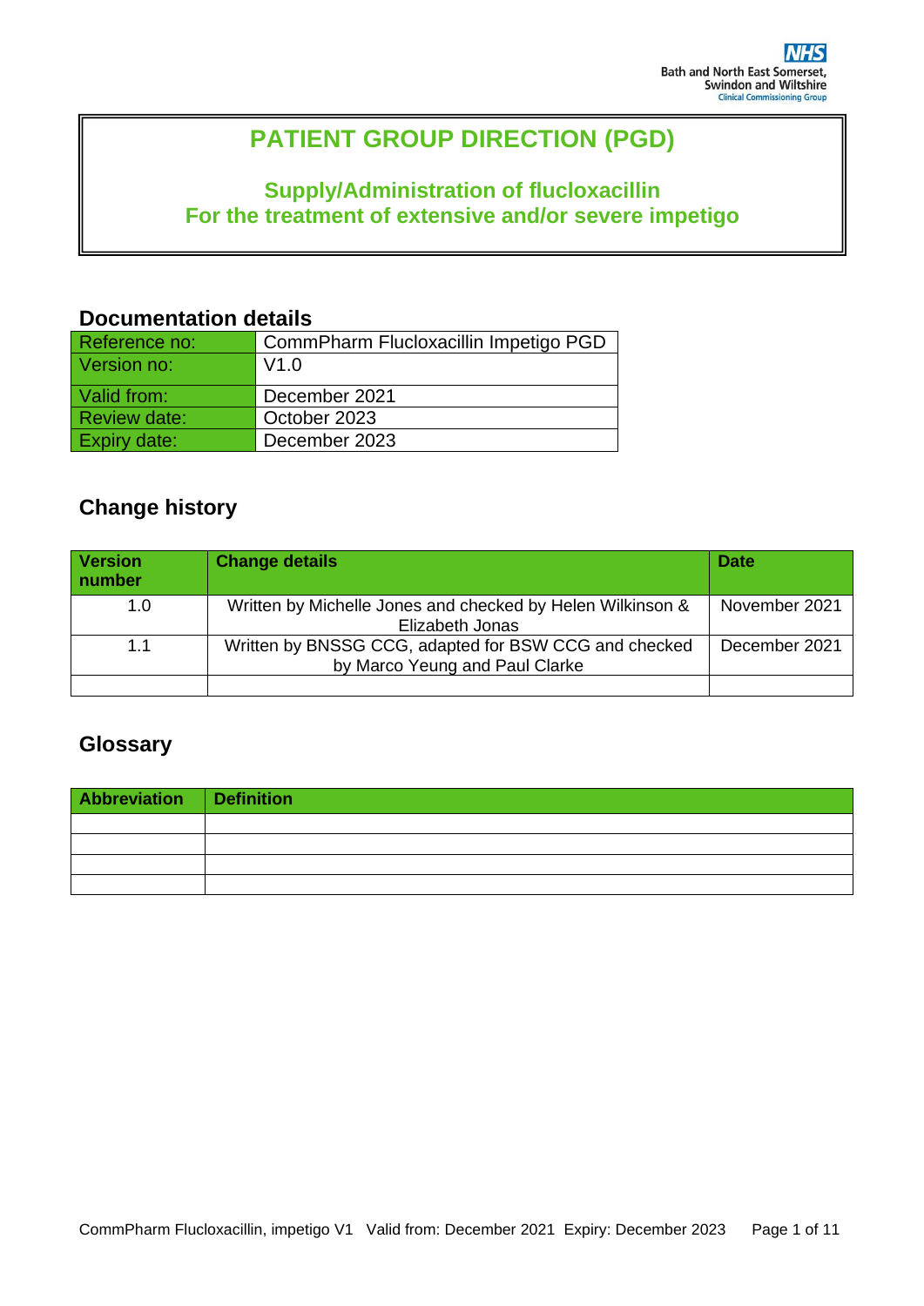Bath and North East Somerset, Swindon and Wiltshire Clinical Commissioning Group

# PATIENT GROUP DIRECTION (PGD)

## Supply/Administration of flucloxacillin For the treatment of extensive and/or severe impetigo

## Documentation details

| Reference no: | CommPharm Flucloxacillin Impetigo PGD |
|---|---|
| Version no: | V1.0 |
| Valid from: | December 2021 |
| Review date: | October 2023 |
| Expiry date: | December 2023 |

## Change history

| Version number | Change details | Date |
|---|---|---|
| 1.0 | Written by Michelle Jones and checked by Helen Wilkinson & Elizabeth Jonas | November 2021 |
| 1.1 | Written by BNSSG CCG, adapted for BSW CCG and checked by Marco Yeung and Paul Clarke | December 2021 |
| | | |

## Glossary

| Abbreviation | Definition |
|---|---|
| | |
| | |
| | |
| | |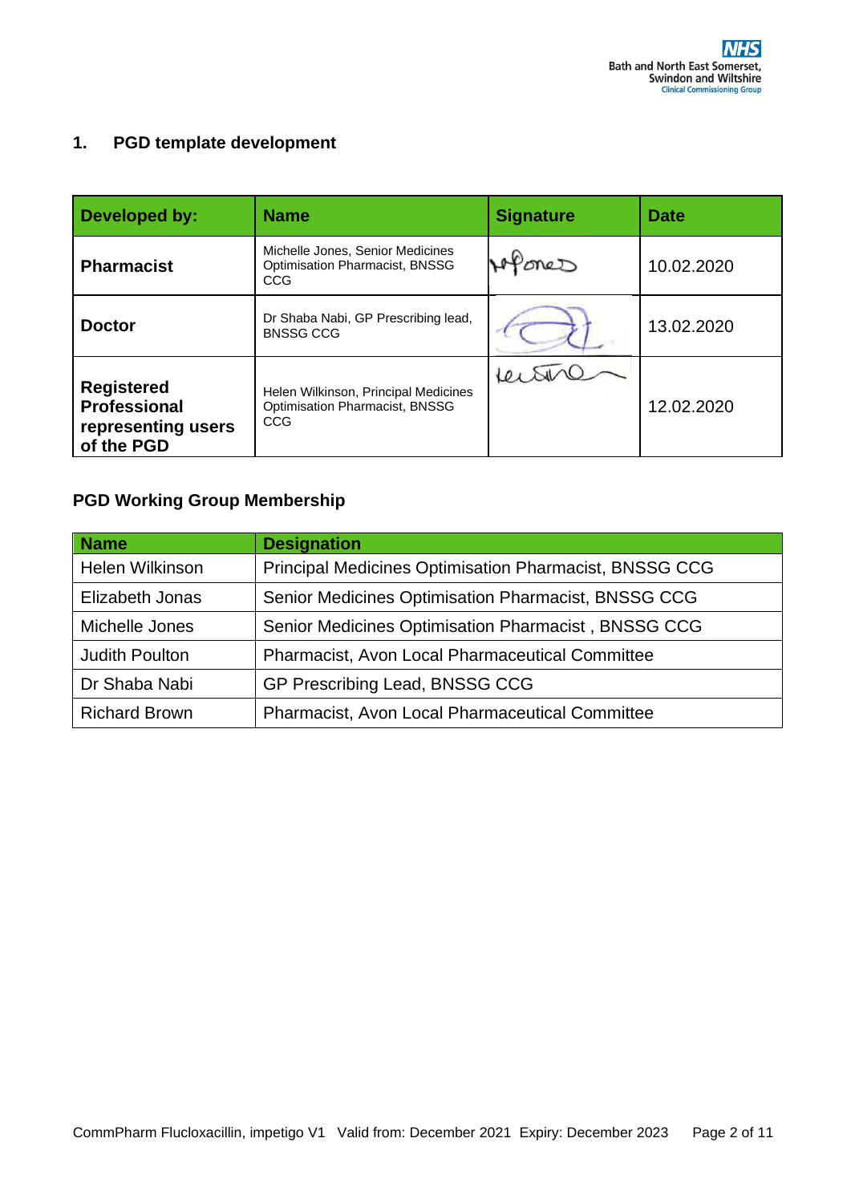## 1. PGD template development

| Developed by: | Name | Signature | Date |
|---|---|---|---|
| **Pharmacist** | Michelle Jones, Senior Medicines Optimisation Pharmacist, BNSSG CCG | | 10.02.2020 |
| **Doctor** | Dr Shaba Nabi, GP Prescribing lead, BNSSG CCG | | 13.02.2020 |
| **Registered Professional representing users of the PGD** | Helen Wilkinson, Principal Medicines Optimisation Pharmacist, BNSSG CCG | | 12.02.2020 |

### PGD Working Group Membership

| Name | Designation |
|---|---|
| Helen Wilkinson | Principal Medicines Optimisation Pharmacist, BNSSG CCG |
| Elizabeth Jonas | Senior Medicines Optimisation Pharmacist, BNSSG CCG |
| Michelle Jones | Senior Medicines Optimisation Pharmacist , BNSSG CCG |
| Judith Poulton | Pharmacist, Avon Local Pharmaceutical Committee |
| Dr Shaba Nabi | GP Prescribing Lead, BNSSG CCG |
| Richard Brown | Pharmacist, Avon Local Pharmaceutical Committee |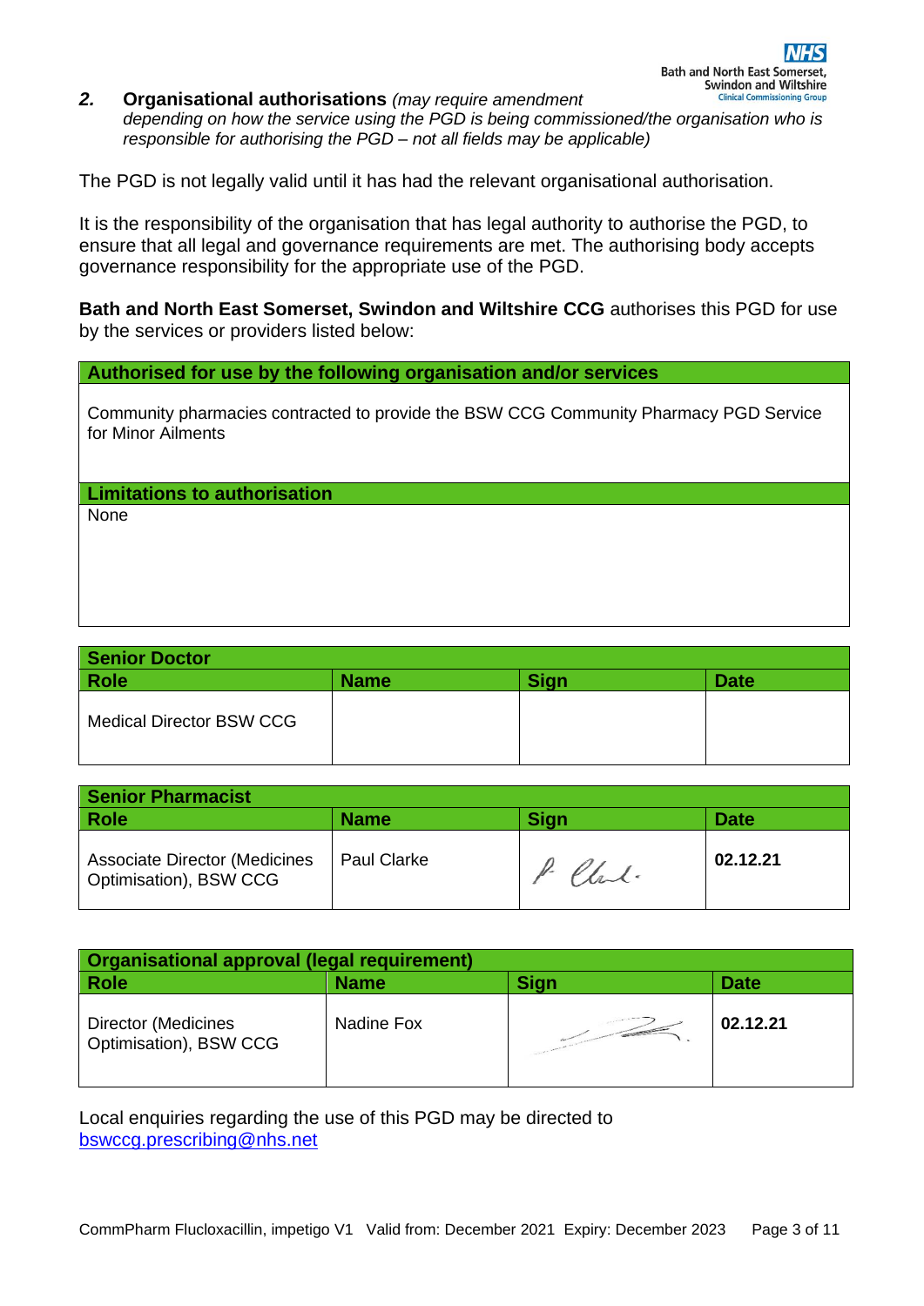## 2. Organisational authorisations *(may require amendment depending on how the service using the PGD is being commissioned/the organisation who is responsible for authorising the PGD – not all fields may be applicable)*

The PGD is not legally valid until it has had the relevant organisational authorisation.

It is the responsibility of the organisation that has legal authority to authorise the PGD, to ensure that all legal and governance requirements are met. The authorising body accepts governance responsibility for the appropriate use of the PGD.

**Bath and North East Somerset, Swindon and Wiltshire CCG** authorises this PGD for use by the services or providers listed below:

| **Authorised for use by the following organisation and/or services** |
|---|
| Community pharmacies contracted to provide the BSW CCG Community Pharmacy PGD Service for Minor Ailments |
| **Limitations to authorisation** |
| None |

| **Senior Doctor** | | | |
|---|---|---|---|
| **Role** | **Name** | **Sign** | **Date** |
| Medical Director BSW CCG | | | |

| **Senior Pharmacist** | | | |
|---|---|---|---|
| **Role** | **Name** | **Sign** | **Date** |
| Associate Director (Medicines Optimisation), BSW CCG | Paul Clarke | P Clarke. | **02.12.21** |

| **Organisational approval (legal requirement)** | | | |
|---|---|---|---|
| **Role** | **Name** | **Sign** | **Date** |
| Director (Medicines Optimisation), BSW CCG | Nadine Fox | [signature] | **02.12.21** |

Local enquiries regarding the use of this PGD may be directed to bswccg.prescribing@nhs.net

CommPharm Flucloxacillin, impetigo V1 Valid from: December 2021 Expiry: December 2023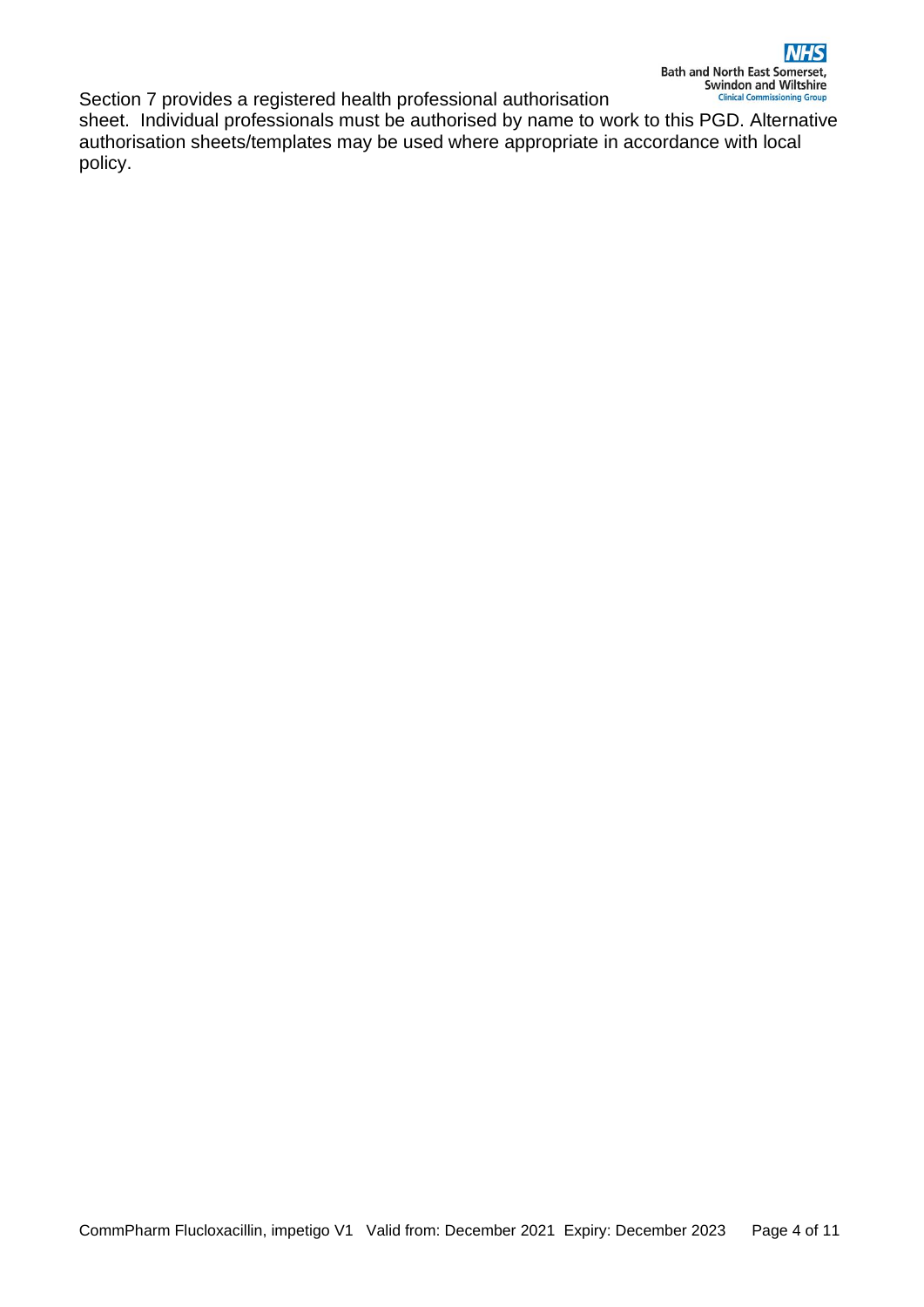Section 7 provides a registered health professional authorisation sheet. Individual professionals must be authorised by name to work to this PGD. Alternative authorisation sheets/templates may be used where appropriate in accordance with local policy.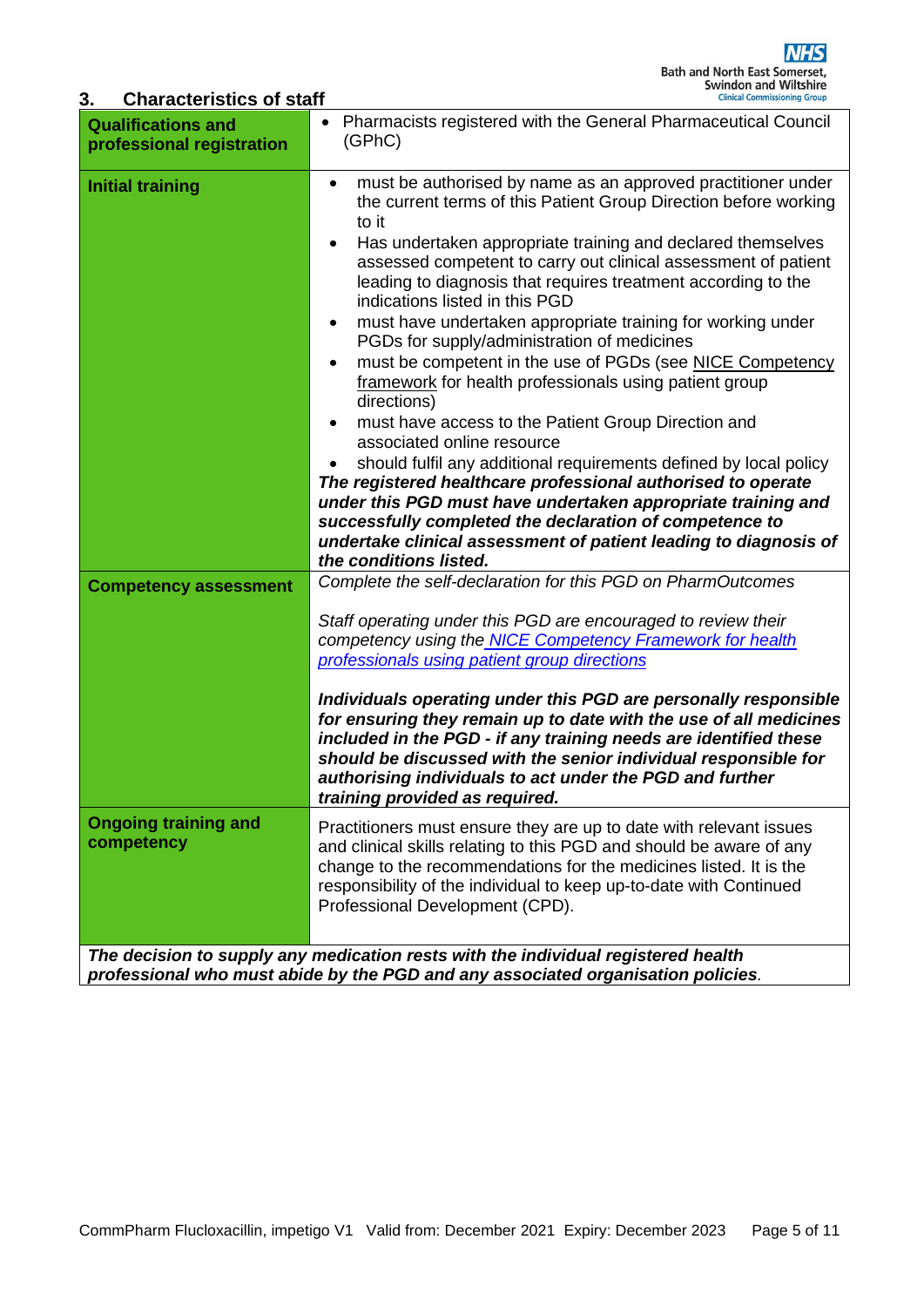## 3. Characteristics of staff

| | |
|---|---|
| **Qualifications and professional registration** | • Pharmacists registered with the General Pharmaceutical Council (GPhC) |
| **Initial training** | • must be authorised by name as an approved practitioner under the current terms of this Patient Group Direction before working to it<br>• Has undertaken appropriate training and declared themselves assessed competent to carry out clinical assessment of patient leading to diagnosis that requires treatment according to the indications listed in this PGD<br>• must have undertaken appropriate training for working under PGDs for supply/administration of medicines<br>• must be competent in the use of PGDs (see NICE Competency framework for health professionals using patient group directions)<br>• must have access to the Patient Group Direction and associated online resource<br>• should fulfil any additional requirements defined by local policy<br>***The registered healthcare professional authorised to operate under this PGD must have undertaken appropriate training and successfully completed the declaration of competence to undertake clinical assessment of patient leading to diagnosis of the conditions listed.*** |
| **Competency assessment** | *Complete the self-declaration for this PGD on PharmOutcomes*<br><br>*Staff operating under this PGD are encouraged to review their competency using the NICE Competency Framework for health professionals using patient group directions*<br><br>***Individuals operating under this PGD are personally responsible for ensuring they remain up to date with the use of all medicines included in the PGD - if any training needs are identified these should be discussed with the senior individual responsible for authorising individuals to act under the PGD and further training provided as required.*** |
| **Ongoing training and competency** | Practitioners must ensure they are up to date with relevant issues and clinical skills relating to this PGD and should be aware of any change to the recommendations for the medicines listed. It is the responsibility of the individual to keep up-to-date with Continued Professional Development (CPD). |

***The decision to supply any medication rests with the individual registered health professional who must abide by the PGD and any associated organisation policies.***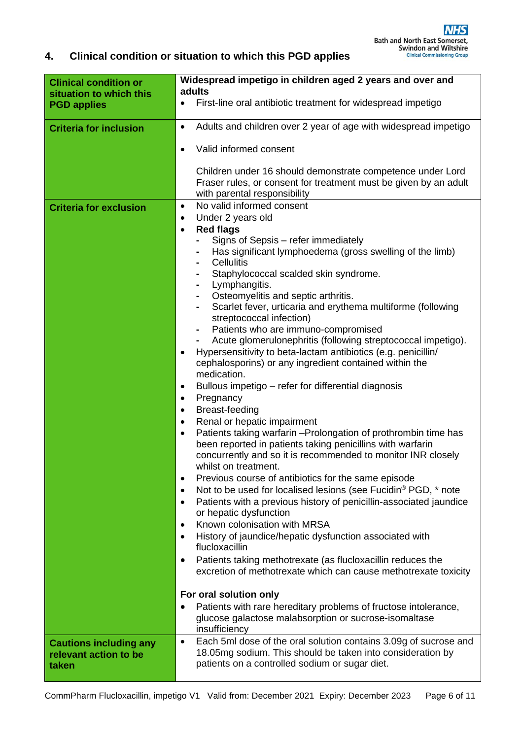## 4. Clinical condition or situation to which this PGD applies

| | |
|---|---|
| **Clinical condition or situation to which this PGD applies** | **Widespread impetigo in children aged 2 years and over and adults**<br>• First-line oral antibiotic treatment for widespread impetigo |
| **Criteria for inclusion** | • Adults and children over 2 year of age with widespread impetigo<br>• Valid informed consent<br><br>Children under 16 should demonstrate competence under Lord Fraser rules, or consent for treatment must be given by an adult with parental responsibility |
| **Criteria for exclusion** | • No valid informed consent<br>• Under 2 years old<br>• **Red flags**<br>- Signs of Sepsis – refer immediately<br>- Has significant lymphoedema (gross swelling of the limb)<br>- Cellulitis<br>- Staphylococcal scalded skin syndrome.<br>- Lymphangitis.<br>- Osteomyelitis and septic arthritis.<br>- Scarlet fever, urticaria and erythema multiforme (following streptococcal infection)<br>- Patients who are immuno-compromised<br>- Acute glomerulonephritis (following streptococcal impetigo).<br>• Hypersensitivity to beta-lactam antibiotics (e.g. penicillin/ cephalosporins) or any ingredient contained within the medication.<br>• Bullous impetigo – refer for differential diagnosis<br>• Pregnancy<br>• Breast-feeding<br>• Renal or hepatic impairment<br>• Patients taking warfarin –Prolongation of prothrombin time has been reported in patients taking penicillins with warfarin concurrently and so it is recommended to monitor INR closely whilst on treatment.<br>• Previous course of antibiotics for the same episode<br>• Not to be used for localised lesions (see Fucidin® PGD, * note<br>• Patients with a previous history of penicillin-associated jaundice or hepatic dysfunction<br>• Known colonisation with MRSA<br>• History of jaundice/hepatic dysfunction associated with flucloxacillin<br>• Patients taking methotrexate (as flucloxacillin reduces the excretion of methotrexate which can cause methotrexate toxicity<br><br>**For oral solution only**<br>• Patients with rare hereditary problems of fructose intolerance, glucose galactose malabsorption or sucrose-isomaltase insufficiency |
| **Cautions including any relevant action to be taken** | • Each 5ml dose of the oral solution contains 3.09g of sucrose and 18.05mg sodium. This should be taken into consideration by patients on a controlled sodium or sugar diet. |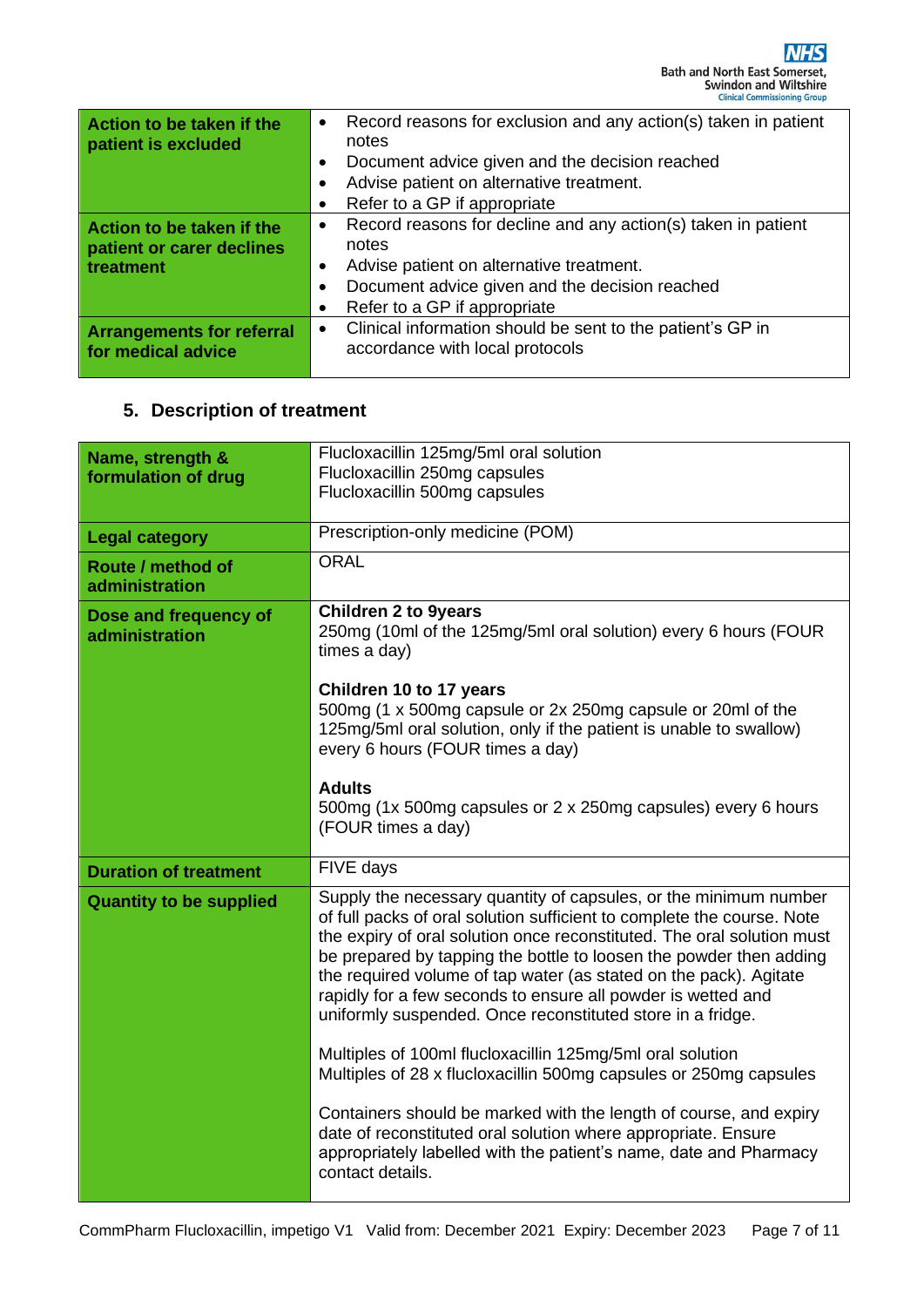| Action to be taken if the patient is excluded | • Record reasons for exclusion and any action(s) taken in patient notes<br>• Document advice given and the decision reached<br>• Advise patient on alternative treatment.<br>• Refer to a GP if appropriate |
|---|---|
| **Action to be taken if the patient or carer declines treatment** | • Record reasons for decline and any action(s) taken in patient notes<br>• Advise patient on alternative treatment.<br>• Document advice given and the decision reached<br>• Refer to a GP if appropriate |
| **Arrangements for referral for medical advice** | • Clinical information should be sent to the patient's GP in accordance with local protocols |

## 5. Description of treatment

| Name, strength & formulation of drug | Flucloxacillin 125mg/5ml oral solution<br>Flucloxacillin 250mg capsules<br>Flucloxacillin 500mg capsules |
|---|---|
| **Legal category** | Prescription-only medicine (POM) |
| **Route / method of administration** | ORAL |
| **Dose and frequency of administration** | **Children 2 to 9years**<br>250mg (10ml of the 125mg/5ml oral solution) every 6 hours (FOUR times a day)<br><br>**Children 10 to 17 years**<br>500mg (1 x 500mg capsule or 2x 250mg capsule or 20ml of the 125mg/5ml oral solution, only if the patient is unable to swallow) every 6 hours (FOUR times a day)<br><br>**Adults**<br>500mg (1x 500mg capsules or 2 x 250mg capsules) every 6 hours (FOUR times a day) |
| **Duration of treatment** | FIVE days |
| **Quantity to be supplied** | Supply the necessary quantity of capsules, or the minimum number of full packs of oral solution sufficient to complete the course. Note the expiry of oral solution once reconstituted. The oral solution must be prepared by tapping the bottle to loosen the powder then adding the required volume of tap water (as stated on the pack). Agitate rapidly for a few seconds to ensure all powder is wetted and uniformly suspended. Once reconstituted store in a fridge.<br><br>Multiples of 100ml flucloxacillin 125mg/5ml oral solution<br>Multiples of 28 x flucloxacillin 500mg capsules or 250mg capsules<br><br>Containers should be marked with the length of course, and expiry date of reconstituted oral solution where appropriate. Ensure appropriately labelled with the patient's name, date and Pharmacy contact details. |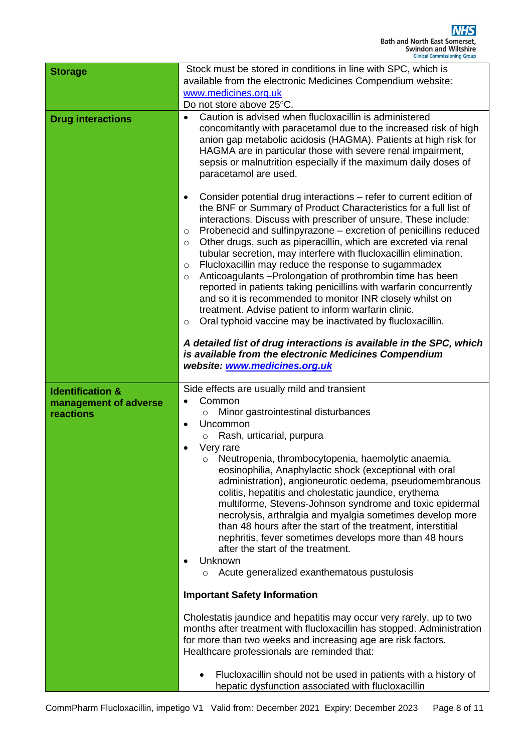| | |
|---|---|
| **Storage** | Stock must be stored in conditions in line with SPC, which is available from the electronic Medicines Compendium website: [www.medicines.org.uk](http://www.medicines.org.uk)<br>Do not store above 25°C. |
| **Drug interactions** | • Caution is advised when flucloxacillin is administered concomitantly with paracetamol due to the increased risk of high anion gap metabolic acidosis (HAGMA). Patients at high risk for HAGMA are in particular those with severe renal impairment, sepsis or malnutrition especially if the maximum daily doses of paracetamol are used.<br><br>• Consider potential drug interactions – refer to current edition of the BNF or Summary of Product Characteristics for a full list of interactions. Discuss with prescriber of unsure. These include:<br>○ Probenecid and sulfinpyrazone – excretion of penicillins reduced<br>○ Other drugs, such as piperacillin, which are excreted via renal tubular secretion, may interfere with flucloxacillin elimination.<br>○ Flucloxacillin may reduce the response to sugammadex<br>○ Anticoagulants –Prolongation of prothrombin time has been reported in patients taking penicillins with warfarin concurrently and so it is recommended to monitor INR closely whilst on treatment. Advise patient to inform warfarin clinic.<br>○ Oral typhoid vaccine may be inactivated by flucloxacillin.<br><br>***A detailed list of drug interactions is available in the SPC, which is available from the electronic Medicines Compendium website: [www.medicines.org.uk](http://www.medicines.org.uk)*** |
| **Identification & management of adverse reactions** | Side effects are usually mild and transient<br>• Common<br>○ Minor gastrointestinal disturbances<br>• Uncommon<br>○ Rash, urticarial, purpura<br>• Very rare<br>○ Neutropenia, thrombocytopenia, haemolytic anaemia, eosinophilia, Anaphylactic shock (exceptional with oral administration), angioneurotic oedema, pseudomembranous colitis, hepatitis and cholestatic jaundice, erythema multiforme, Stevens-Johnson syndrome and toxic epidermal necrolysis, arthralgia and myalgia sometimes develop more than 48 hours after the start of the treatment, interstitial nephritis, fever sometimes develops more than 48 hours after the start of the treatment.<br>• Unknown<br>○ Acute generalized exanthematous pustulosis<br><br>**Important Safety Information**<br><br>Cholestatis jaundice and hepatitis may occur very rarely, up to two months after treatment with flucloxacillin has stopped. Administration for more than two weeks and increasing age are risk factors. Healthcare professionals are reminded that:<br><br>• Flucloxacillin should not be used in patients with a history of hepatic dysfunction associated with flucloxacillin |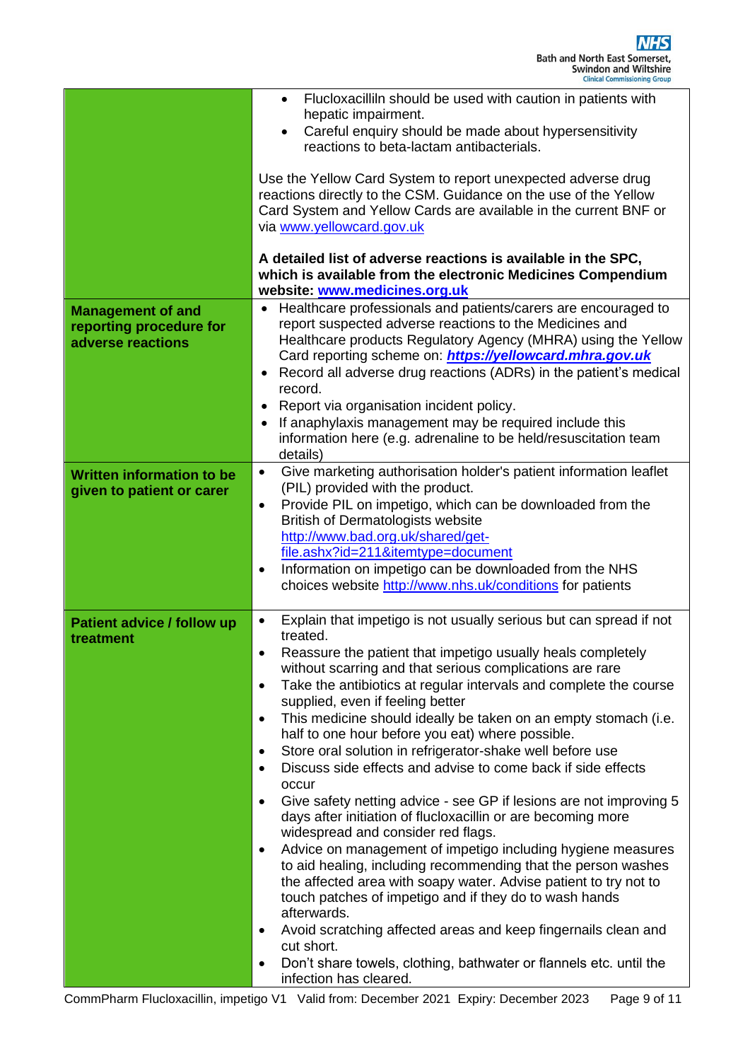| | |
|---|---|
| | • Flucloxacilliln should be used with caution in patients with hepatic impairment.<br>• Careful enquiry should be made about hypersensitivity reactions to beta-lactam antibacterials.<br><br>Use the Yellow Card System to report unexpected adverse drug reactions directly to the CSM. Guidance on the use of the Yellow Card System and Yellow Cards are available in the current BNF or via www.yellowcard.gov.uk<br><br>**A detailed list of adverse reactions is available in the SPC, which is available from the electronic Medicines Compendium website: www.medicines.org.uk** |
| **Management of and reporting procedure for adverse reactions** | • Healthcare professionals and patients/carers are encouraged to report suspected adverse reactions to the Medicines and Healthcare products Regulatory Agency (MHRA) using the Yellow Card reporting scheme on: ***https://yellowcard.mhra.gov.uk***<br>• Record all adverse drug reactions (ADRs) in the patient's medical record.<br>• Report via organisation incident policy.<br>• If anaphylaxis management may be required include this information here (e.g. adrenaline to be held/resuscitation team details) |
| **Written information to be given to patient or carer** | • Give marketing authorisation holder's patient information leaflet (PIL) provided with the product.<br>• Provide PIL on impetigo, which can be downloaded from the British of Dermatologists website http://www.bad.org.uk/shared/get-file.ashx?id=211&itemtype=document<br>• Information on impetigo can be downloaded from the NHS choices website http://www.nhs.uk/conditions for patients |
| **Patient advice / follow up treatment** | • Explain that impetigo is not usually serious but can spread if not treated.<br>• Reassure the patient that impetigo usually heals completely without scarring and that serious complications are rare<br>• Take the antibiotics at regular intervals and complete the course supplied, even if feeling better<br>• This medicine should ideally be taken on an empty stomach (i.e. half to one hour before you eat) where possible.<br>• Store oral solution in refrigerator-shake well before use<br>• Discuss side effects and advise to come back if side effects occur<br>• Give safety netting advice - see GP if lesions are not improving 5 days after initiation of flucloxacillin or are becoming more widespread and consider red flags.<br>• Advice on management of impetigo including hygiene measures to aid healing, including recommending that the person washes the affected area with soapy water. Advise patient to try not to touch patches of impetigo and if they do to wash hands afterwards.<br>• Avoid scratching affected areas and keep fingernails clean and cut short.<br>• Don't share towels, clothing, bathwater or flannels etc. until the infection has cleared. |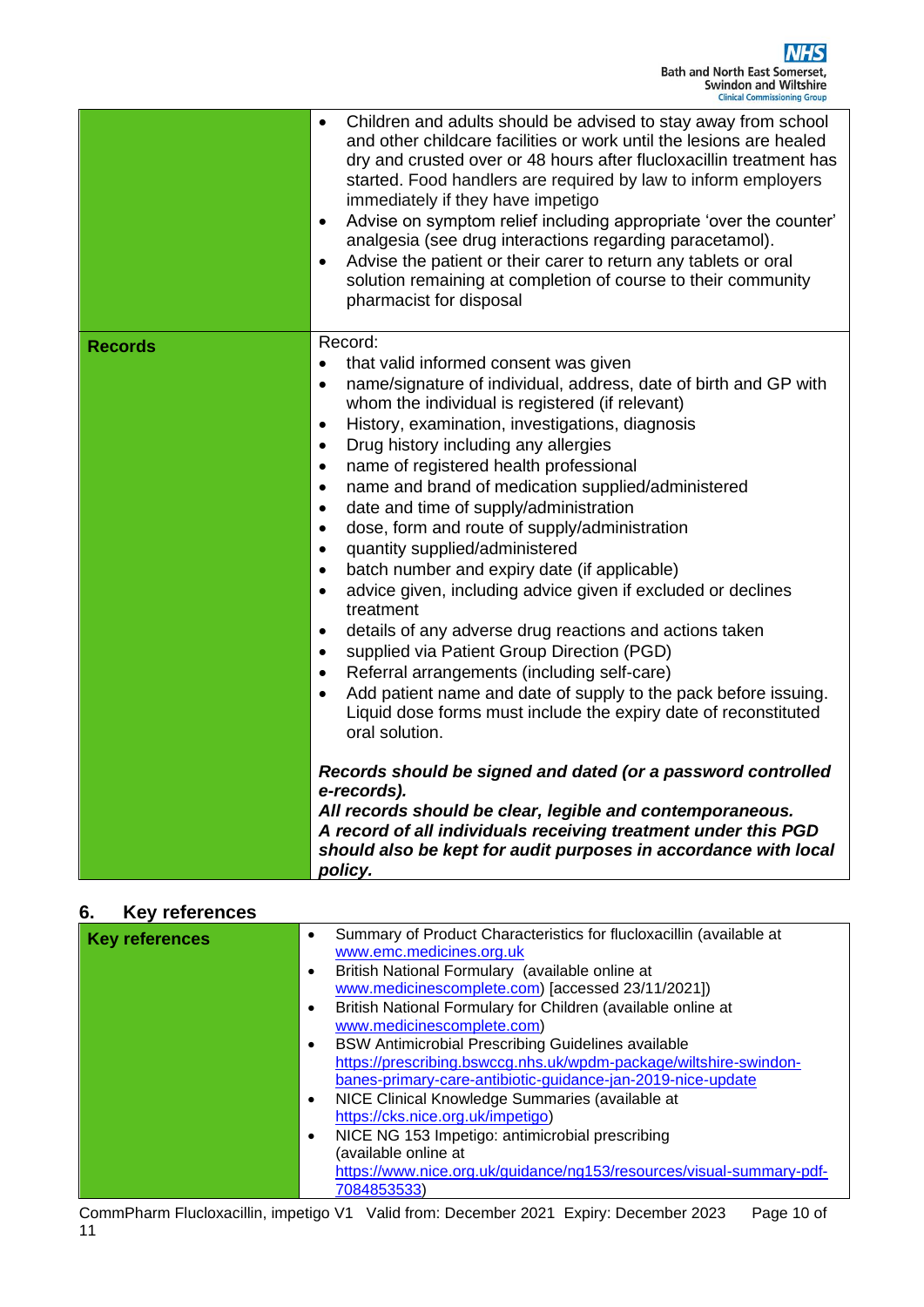| | |
|---|---|
| | • Children and adults should be advised to stay away from school and other childcare facilities or work until the lesions are healed dry and crusted over or 48 hours after flucloxacillin treatment has started. Food handlers are required by law to inform employers immediately if they have impetigo<br>• Advise on symptom relief including appropriate 'over the counter' analgesia (see drug interactions regarding paracetamol).<br>• Advise the patient or their carer to return any tablets or oral solution remaining at completion of course to their community pharmacist for disposal |
| **Records** | Record:<br>• that valid informed consent was given<br>• name/signature of individual, address, date of birth and GP with whom the individual is registered (if relevant)<br>• History, examination, investigations, diagnosis<br>• Drug history including any allergies<br>• name of registered health professional<br>• name and brand of medication supplied/administered<br>• date and time of supply/administration<br>• dose, form and route of supply/administration<br>• quantity supplied/administered<br>• batch number and expiry date (if applicable)<br>• advice given, including advice given if excluded or declines treatment<br>• details of any adverse drug reactions and actions taken<br>• supplied via Patient Group Direction (PGD)<br>• Referral arrangements (including self-care)<br>• Add patient name and date of supply to the pack before issuing. Liquid dose forms must include the expiry date of reconstituted oral solution.<br><br>***Records should be signed and dated (or a password controlled e-records).***<br>***All records should be clear, legible and contemporaneous.***<br>***A record of all individuals receiving treatment under this PGD should also be kept for audit purposes in accordance with local policy.*** |

## 6. Key references

| | |
|---|---|
| **Key references** | • Summary of Product Characteristics for flucloxacillin (available at www.emc.medicines.org.uk<br>• British National Formulary (available online at www.medicinescomplete.com) [accessed 23/11/2021])<br>• British National Formulary for Children (available online at www.medicinescomplete.com)<br>• BSW Antimicrobial Prescribing Guidelines available https://prescribing.bswccg.nhs.uk/wpdm-package/wiltshire-swindon-banes-primary-care-antibiotic-guidance-jan-2019-nice-update<br>• NICE Clinical Knowledge Summaries (available at https://cks.nice.org.uk/impetigo)<br>• NICE NG 153 Impetigo: antimicrobial prescribing (available online at https://www.nice.org.uk/guidance/ng153/resources/visual-summary-pdf-7084853533) |

CommPharm Flucloxacillin, impetigo V1 Valid from: December 2021 Expiry: December 2023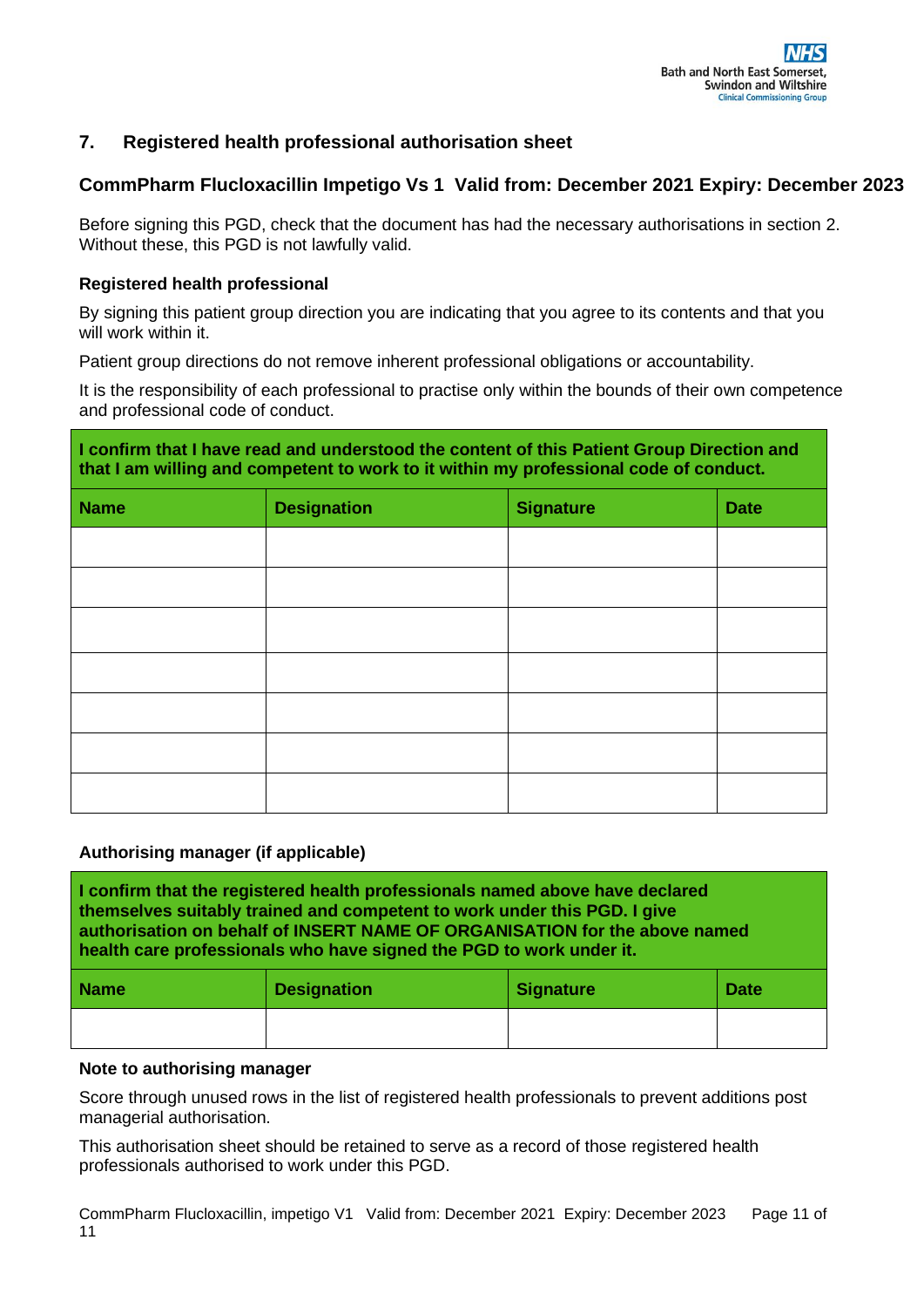## 7. Registered health professional authorisation sheet

### CommPharm Flucloxacillin Impetigo Vs 1 Valid from: December 2021 Expiry: December 2023

Before signing this PGD, check that the document has had the necessary authorisations in section 2. Without these, this PGD is not lawfully valid.

**Registered health professional**

By signing this patient group direction you are indicating that you agree to its contents and that you will work within it.

Patient group directions do not remove inherent professional obligations or accountability.

It is the responsibility of each professional to practise only within the bounds of their own competence and professional code of conduct.

**I confirm that I have read and understood the content of this Patient Group Direction and that I am willing and competent to work to it within my professional code of conduct.**

| Name | Designation | Signature | Date |
|---|---|---|---|
| | | | |
| | | | |
| | | | |
| | | | |
| | | | |
| | | | |
| | | | |

**Authorising manager (if applicable)**

**I confirm that the registered health professionals named above have declared themselves suitably trained and competent to work under this PGD. I give authorisation on behalf of INSERT NAME OF ORGANISATION for the above named health care professionals who have signed the PGD to work under it.**

| Name | Designation | Signature | Date |
|---|---|---|---|
| | | | |

**Note to authorising manager**

Score through unused rows in the list of registered health professionals to prevent additions post managerial authorisation.

This authorisation sheet should be retained to serve as a record of those registered health professionals authorised to work under this PGD.